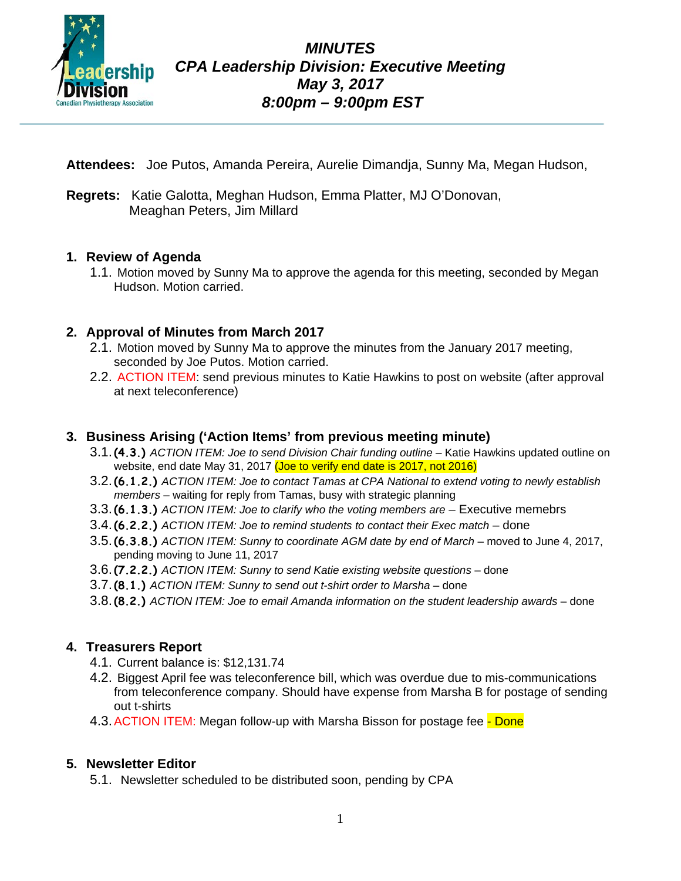# MINUTES
## CPA Leadership Division: Executive Meeting
### May 3, 2017
### 8:00pm – 9:00pm EST

**Attendees:** Joe Putos, Amanda Pereira, Aurelie Dimandja, Sunny Ma, Megan Hudson,

**Regrets:** Katie Galotta, Meghan Hudson, Emma Platter, MJ O'Donovan, Meaghan Peters, Jim Millard

## 1. Review of Agenda

1.1. Motion moved by Sunny Ma to approve the agenda for this meeting, seconded by Megan Hudson. Motion carried.

## 2. Approval of Minutes from March 2017

2.1. Motion moved by Sunny Ma to approve the minutes from the January 2017 meeting, seconded by Joe Putos. Motion carried.

2.2. ACTION ITEM: send previous minutes to Katie Hawkins to post on website (after approval at next teleconference)

## 3. Business Arising ('Action Items' from previous meeting minute)

3.1. **(4.3.)** *ACTION ITEM: Joe to send Division Chair funding outline* – Katie Hawkins updated outline on website, end date May 31, 2017 (Joe to verify end date is 2017, not 2016)

3.2. **(6.1.2.)** *ACTION ITEM: Joe to contact Tamas at CPA National to extend voting to newly establish members* – waiting for reply from Tamas, busy with strategic planning

3.3. **(6.1.3.)** *ACTION ITEM: Joe to clarify who the voting members are* – Executive memebrs

3.4. **(6.2.2.)** *ACTION ITEM: Joe to remind students to contact their Exec match* – done

3.5. **(6.3.8.)** *ACTION ITEM: Sunny to coordinate AGM date by end of March* – moved to June 4, 2017, pending moving to June 11, 2017

3.6. **(7.2.2.)** *ACTION ITEM: Sunny to send Katie existing website questions* – done

3.7. **(8.1.)** *ACTION ITEM: Sunny to send out t-shirt order to Marsha* – done

3.8. **(8.2.)** *ACTION ITEM: Joe to email Amanda information on the student leadership awards* – done

## 4. Treasurers Report

4.1. Current balance is: $12,131.74

4.2. Biggest April fee was teleconference bill, which was overdue due to mis-communications from teleconference company. Should have expense from Marsha B for postage of sending out t-shirts

4.3. ACTION ITEM: Megan follow-up with Marsha Bisson for postage fee - Done

## 5. Newsletter Editor

5.1. Newsletter scheduled to be distributed soon, pending by CPA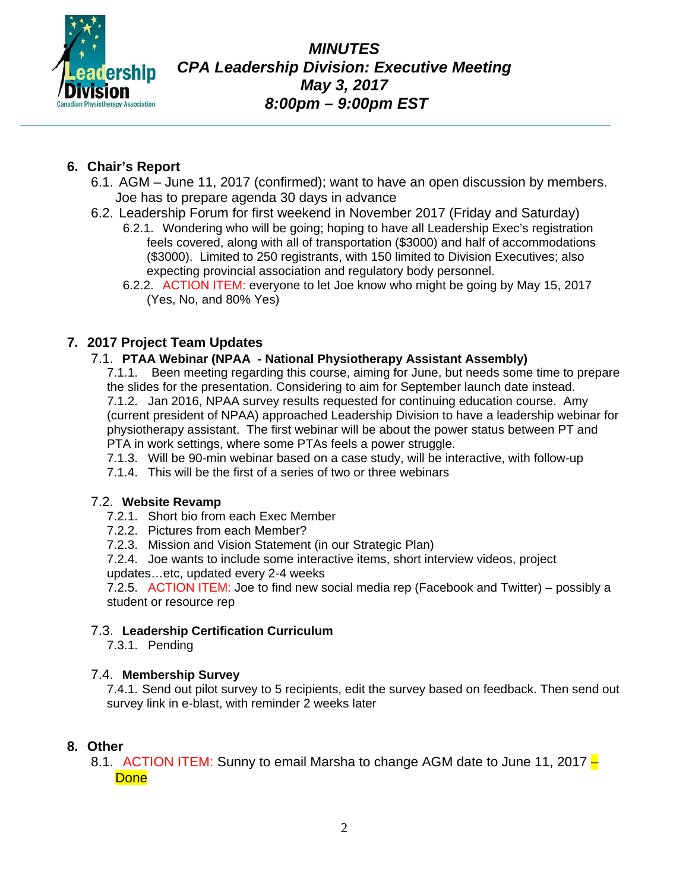**MINUTES**
**CPA Leadership Division: Executive Meeting**
**May 3, 2017**
**8:00pm – 9:00pm EST**

## 6. Chair's Report

6.1. AGM – June 11, 2017 (confirmed); want to have an open discussion by members. Joe has to prepare agenda 30 days in advance

6.2. Leadership Forum for first weekend in November 2017 (Friday and Saturday)

6.2.1. Wondering who will be going; hoping to have all Leadership Exec's registration feels covered, along with all of transportation ($3000) and half of accommodations ($3000). Limited to 250 registrants, with 150 limited to Division Executives; also expecting provincial association and regulatory body personnel.

6.2.2. ACTION ITEM: everyone to let Joe know who might be going by May 15, 2017 (Yes, No, and 80% Yes)

## 7. 2017 Project Team Updates

### 7.1. PTAA Webinar (NPAA - National Physiotherapy Assistant Assembly)

7.1.1. Been meeting regarding this course, aiming for June, but needs some time to prepare the slides for the presentation. Considering to aim for September launch date instead.

7.1.2. Jan 2016, NPAA survey results requested for continuing education course. Amy (current president of NPAA) approached Leadership Division to have a leadership webinar for physiotherapy assistant. The first webinar will be about the power status between PT and PTA in work settings, where some PTAs feels a power struggle.

7.1.3. Will be 90-min webinar based on a case study, will be interactive, with follow-up

7.1.4. This will be the first of a series of two or three webinars

### 7.2. Website Revamp

7.2.1. Short bio from each Exec Member

7.2.2. Pictures from each Member?

7.2.3. Mission and Vision Statement (in our Strategic Plan)

7.2.4. Joe wants to include some interactive items, short interview videos, project updates…etc, updated every 2-4 weeks

7.2.5. ACTION ITEM: Joe to find new social media rep (Facebook and Twitter) – possibly a student or resource rep

### 7.3. Leadership Certification Curriculum

7.3.1. Pending

### 7.4. Membership Survey

7.4.1. Send out pilot survey to 5 recipients, edit the survey based on feedback. Then send out survey link in e-blast, with reminder 2 weeks later

## 8. Other

8.1. ACTION ITEM: Sunny to email Marsha to change AGM date to June 11, 2017 – Done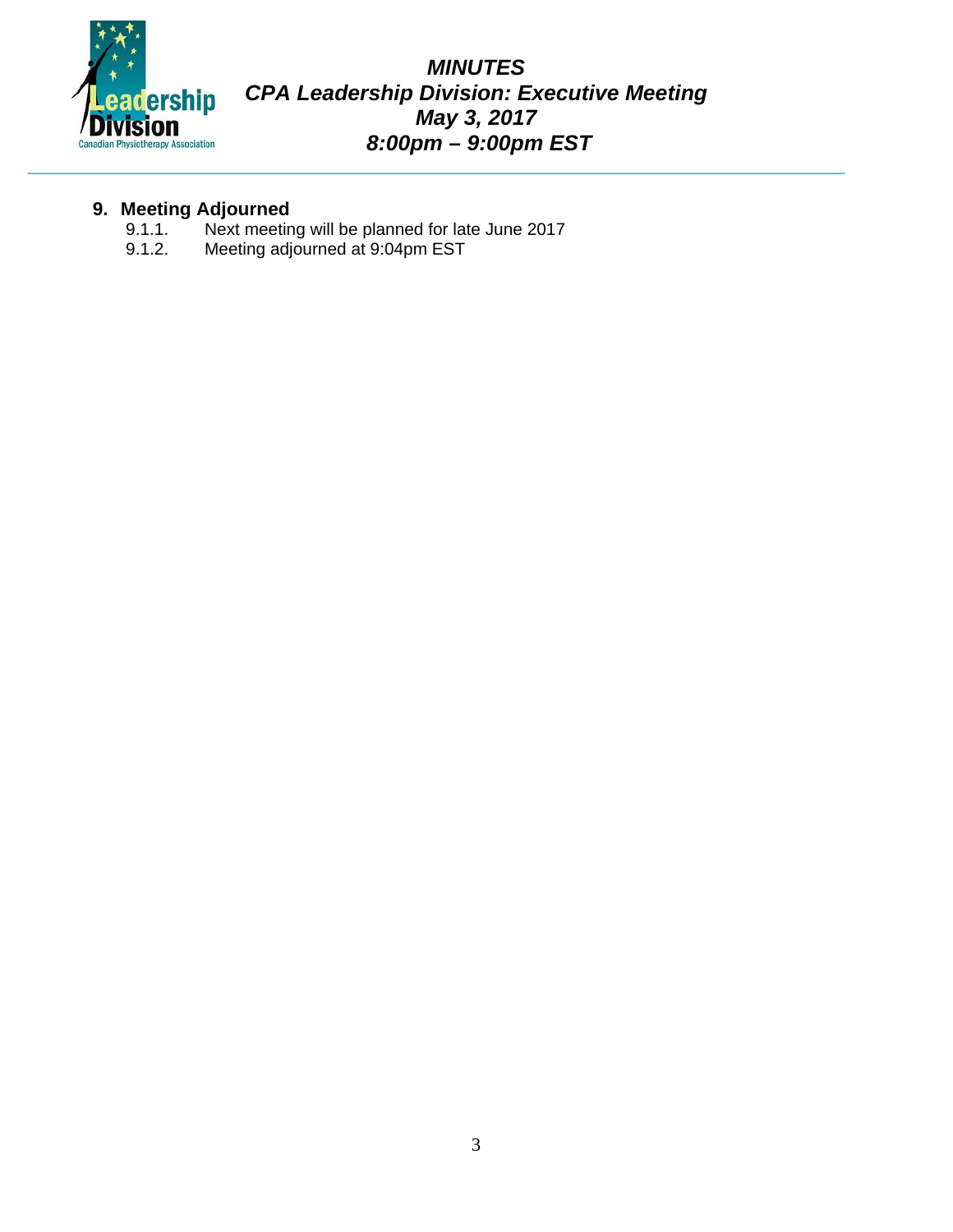## 9. Meeting Adjourned

9.1.1. Next meeting will be planned for late June 2017

9.1.2. Meeting adjourned at 9:04pm EST